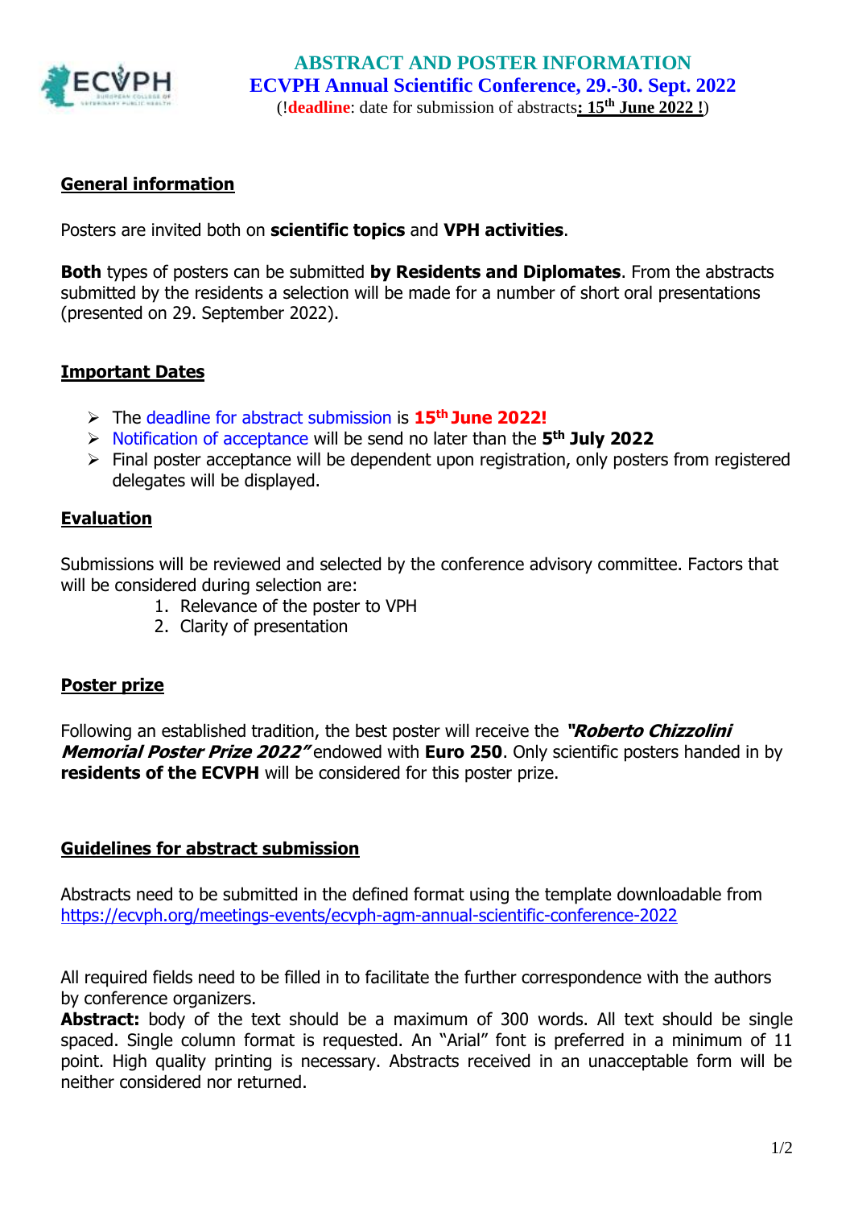# ABSTRACT AND POSTER INFORMATION

## ECVPH Annual Scientific Conference, 29.-30. Sept. 2022

(!**deadline**: date for submission of abstracts**: 15th June 2022 !**)

## General information

Posters are invited both on **scientific topics** and **VPH activities**.

**Both** types of posters can be submitted **by Residents and Diplomates**. From the abstracts submitted by the residents a selection will be made for a number of short oral presentations (presented on 29. September 2022).

## Important Dates

- The deadline for abstract submission is **15th June 2022!**
- Notification of acceptance will be send no later than the **5th July 2022**
- Final poster acceptance will be dependent upon registration, only posters from registered delegates will be displayed.

## Evaluation

Submissions will be reviewed and selected by the conference advisory committee. Factors that will be considered during selection are:

1. Relevance of the poster to VPH
2. Clarity of presentation

## Poster prize

Following an established tradition, the best poster will receive the ***"Roberto Chizzolini Memorial Poster Prize 2022"*** endowed with **Euro 250**. Only scientific posters handed in by **residents of the ECVPH** will be considered for this poster prize.

## Guidelines for abstract submission

Abstracts need to be submitted in the defined format using the template downloadable from https://ecvph.org/meetings-events/ecvph-agm-annual-scientific-conference-2022

All required fields need to be filled in to facilitate the further correspondence with the authors by conference organizers.

**Abstract:** body of the text should be a maximum of 300 words. All text should be single spaced. Single column format is requested. An "Arial" font is preferred in a minimum of 11 point. High quality printing is necessary. Abstracts received in an unacceptable form will be neither considered nor returned.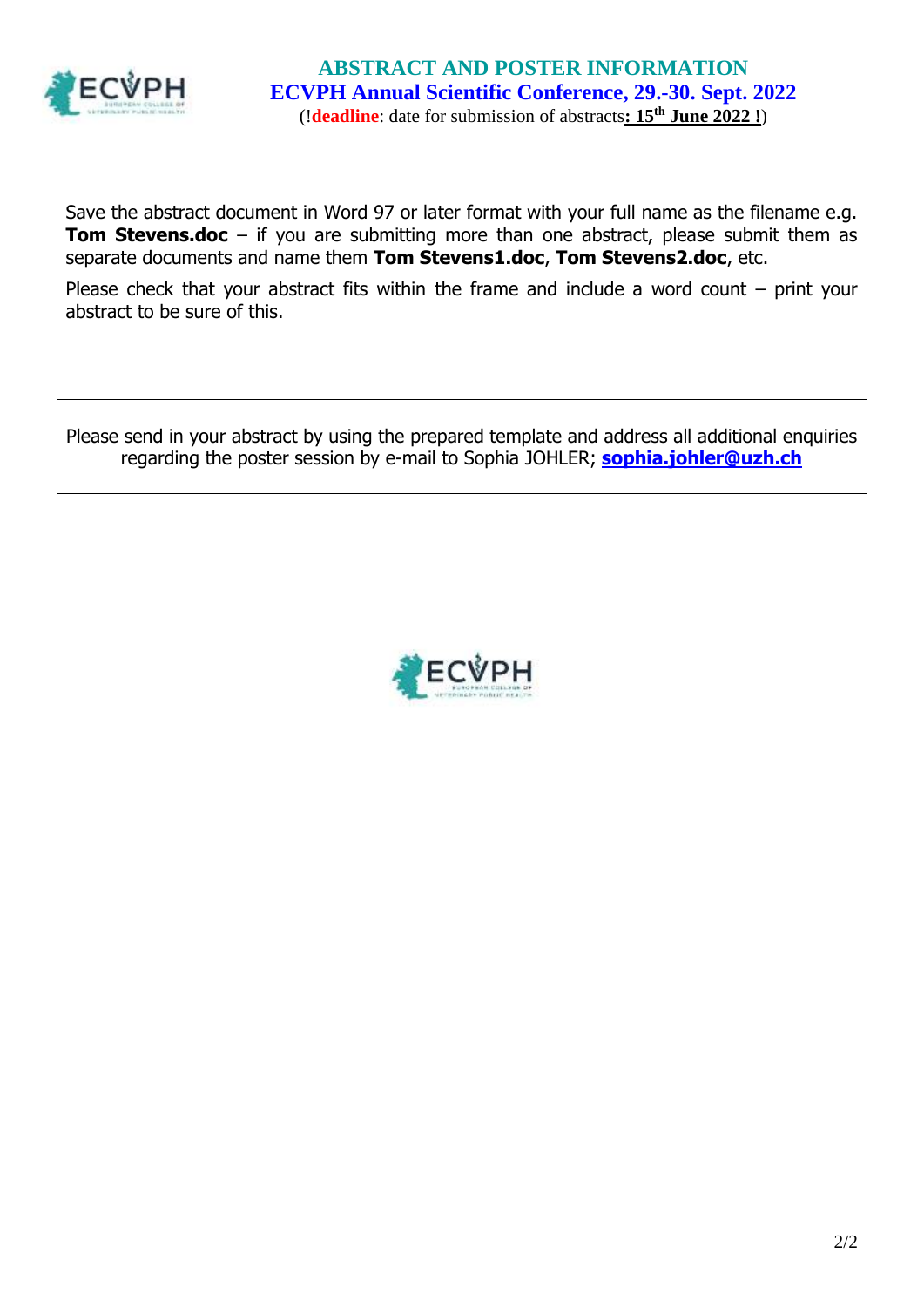# ABSTRACT AND POSTER INFORMATION

## ECVPH Annual Scientific Conference, 29.-30. Sept. 2022

(!**deadline**: date for submission of abstracts**: 15th June 2022 !**)

Save the abstract document in Word 97 or later format with your full name as the filename e.g. **Tom Stevens.doc** – if you are submitting more than one abstract, please submit them as separate documents and name them **Tom Stevens1.doc**, **Tom Stevens2.doc**, etc.

Please check that your abstract fits within the frame and include a word count – print your abstract to be sure of this.

Please send in your abstract by using the prepared template and address all additional enquiries regarding the poster session by e-mail to Sophia JOHLER; **sophia.johler@uzh.ch**